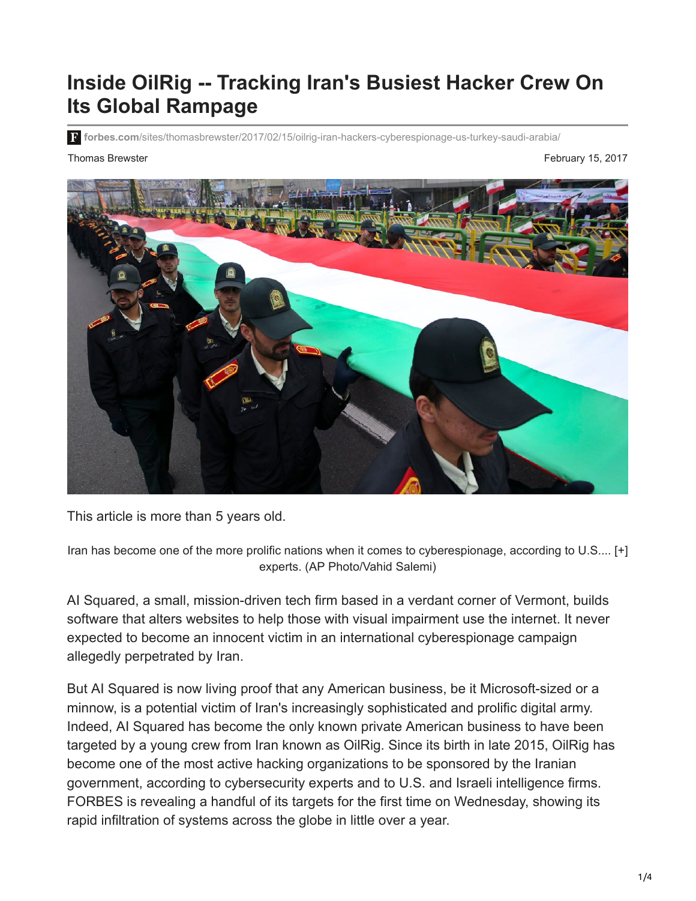# Inside OilRig -- Tracking Iran's Busiest Hacker Crew On Its Global Rampage

forbes.com/sites/thomasbrewster/2017/02/15/oilrig-iran-hackers-cyberespionage-us-turkey-saudi-arabia/

Thomas Brewster

February 15, 2017

This article is more than 5 years old.

Iran has become one of the more prolific nations when it comes to cyberespionage, according to U.S.... [+] experts. (AP Photo/Vahid Salemi)

AI Squared, a small, mission-driven tech firm based in a verdant corner of Vermont, builds software that alters websites to help those with visual impairment use the internet. It never expected to become an innocent victim in an international cyberespionage campaign allegedly perpetrated by Iran.

But AI Squared is now living proof that any American business, be it Microsoft-sized or a minnow, is a potential victim of Iran's increasingly sophisticated and prolific digital army. Indeed, AI Squared has become the only known private American business to have been targeted by a young crew from Iran known as OilRig. Since its birth in late 2015, OilRig has become one of the most active hacking organizations to be sponsored by the Iranian government, according to cybersecurity experts and to U.S. and Israeli intelligence firms. FORBES is revealing a handful of its targets for the first time on Wednesday, showing its rapid infiltration of systems across the globe in little over a year.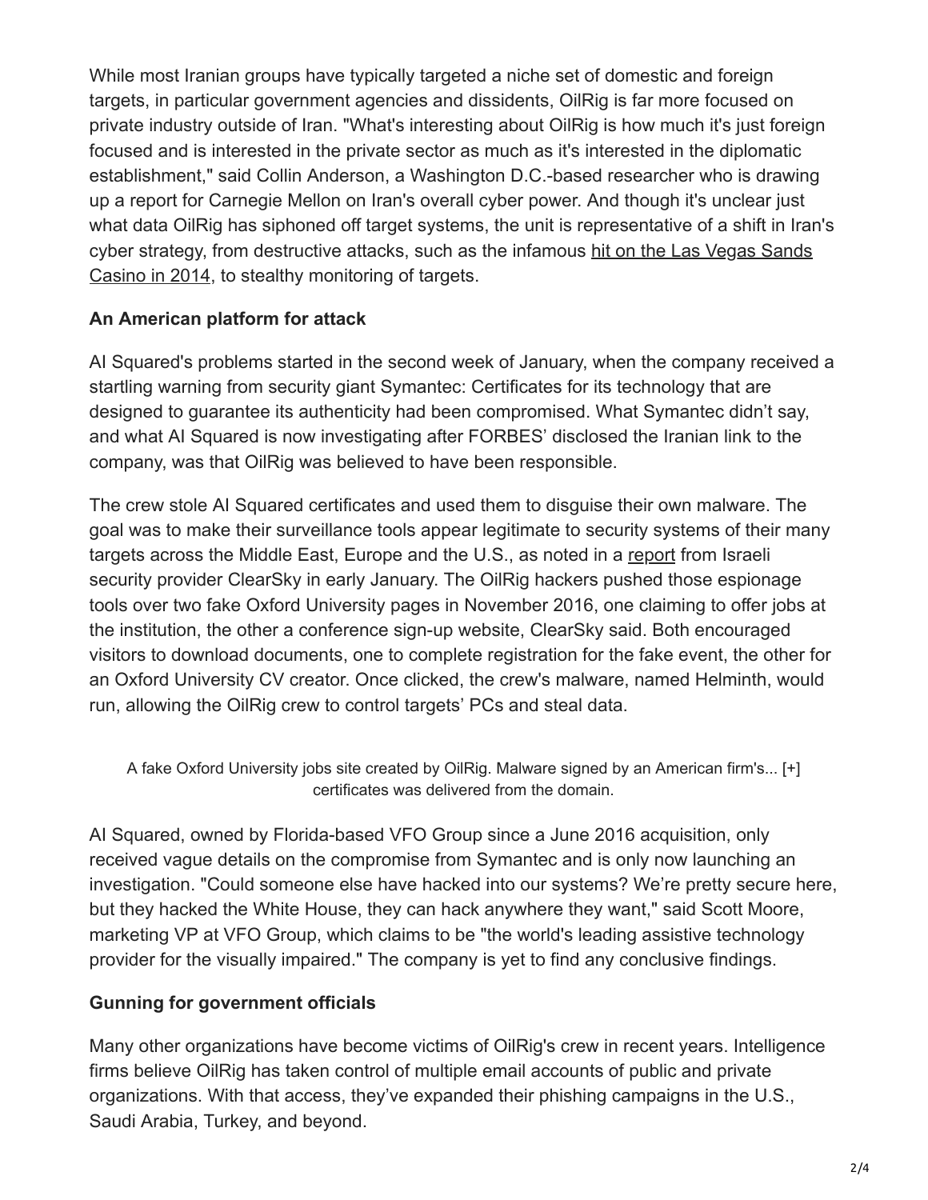While most Iranian groups have typically targeted a niche set of domestic and foreign targets, in particular government agencies and dissidents, OilRig is far more focused on private industry outside of Iran. "What's interesting about OilRig is how much it's just foreign focused and is interested in the private sector as much as it's interested in the diplomatic establishment," said Collin Anderson, a Washington D.C.-based researcher who is drawing up a report for Carnegie Mellon on Iran's overall cyber power. And though it's unclear just what data OilRig has siphoned off target systems, the unit is representative of a shift in Iran's cyber strategy, from destructive attacks, such as the infamous hit on the Las Vegas Sands Casino in 2014, to stealthy monitoring of targets.

**An American platform for attack**

AI Squared's problems started in the second week of January, when the company received a startling warning from security giant Symantec: Certificates for its technology that are designed to guarantee its authenticity had been compromised. What Symantec didn't say, and what AI Squared is now investigating after FORBES' disclosed the Iranian link to the company, was that OilRig was believed to have been responsible.

The crew stole AI Squared certificates and used them to disguise their own malware. The goal was to make their surveillance tools appear legitimate to security systems of their many targets across the Middle East, Europe and the U.S., as noted in a report from Israeli security provider ClearSky in early January. The OilRig hackers pushed those espionage tools over two fake Oxford University pages in November 2016, one claiming to offer jobs at the institution, the other a conference sign-up website, ClearSky said. Both encouraged visitors to download documents, one to complete registration for the fake event, the other for an Oxford University CV creator. Once clicked, the crew's malware, named Helminth, would run, allowing the OilRig crew to control targets' PCs and steal data.

A fake Oxford University jobs site created by OilRig. Malware signed by an American firm's... [+] certificates was delivered from the domain.

AI Squared, owned by Florida-based VFO Group since a June 2016 acquisition, only received vague details on the compromise from Symantec and is only now launching an investigation. "Could someone else have hacked into our systems? We're pretty secure here, but they hacked the White House, they can hack anywhere they want," said Scott Moore, marketing VP at VFO Group, which claims to be "the world's leading assistive technology provider for the visually impaired." The company is yet to find any conclusive findings.

**Gunning for government officials**

Many other organizations have become victims of OilRig's crew in recent years. Intelligence firms believe OilRig has taken control of multiple email accounts of public and private organizations. With that access, they've expanded their phishing campaigns in the U.S., Saudi Arabia, Turkey, and beyond.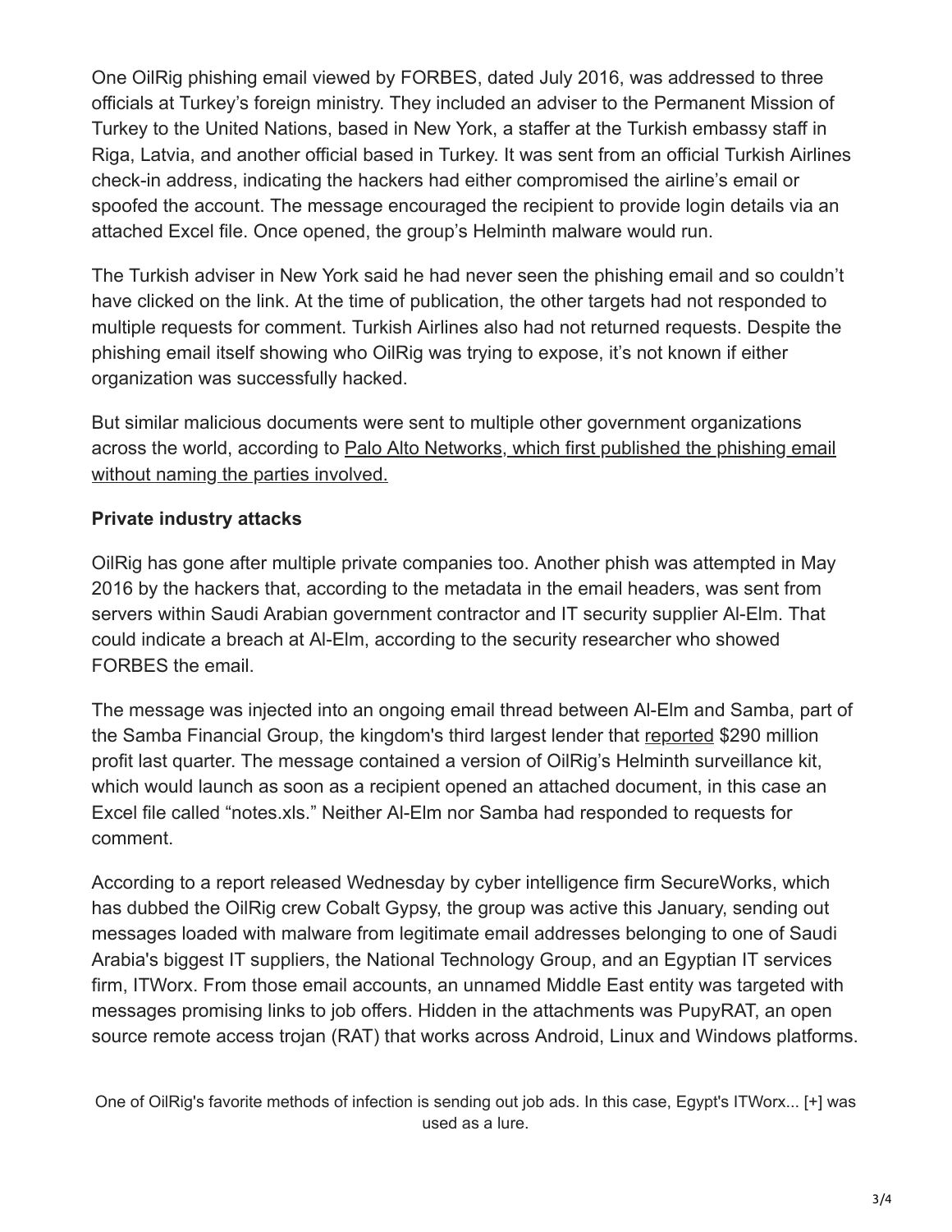One OilRig phishing email viewed by FORBES, dated July 2016, was addressed to three officials at Turkey's foreign ministry. They included an adviser to the Permanent Mission of Turkey to the United Nations, based in New York, a staffer at the Turkish embassy staff in Riga, Latvia, and another official based in Turkey. It was sent from an official Turkish Airlines check-in address, indicating the hackers had either compromised the airline's email or spoofed the account. The message encouraged the recipient to provide login details via an attached Excel file. Once opened, the group's Helminth malware would run.

The Turkish adviser in New York said he had never seen the phishing email and so couldn't have clicked on the link. At the time of publication, the other targets had not responded to multiple requests for comment. Turkish Airlines also had not returned requests. Despite the phishing email itself showing who OilRig was trying to expose, it's not known if either organization was successfully hacked.

But similar malicious documents were sent to multiple other government organizations across the world, according to Palo Alto Networks, which first published the phishing email without naming the parties involved.

**Private industry attacks**

OilRig has gone after multiple private companies too. Another phish was attempted in May 2016 by the hackers that, according to the metadata in the email headers, was sent from servers within Saudi Arabian government contractor and IT security supplier Al-Elm. That could indicate a breach at Al-Elm, according to the security researcher who showed FORBES the email.

The message was injected into an ongoing email thread between Al-Elm and Samba, part of the Samba Financial Group, the kingdom's third largest lender that reported $290 million profit last quarter. The message contained a version of OilRig's Helminth surveillance kit, which would launch as soon as a recipient opened an attached document, in this case an Excel file called "notes.xls." Neither Al-Elm nor Samba had responded to requests for comment.

According to a report released Wednesday by cyber intelligence firm SecureWorks, which has dubbed the OilRig crew Cobalt Gypsy, the group was active this January, sending out messages loaded with malware from legitimate email addresses belonging to one of Saudi Arabia's biggest IT suppliers, the National Technology Group, and an Egyptian IT services firm, ITWorx. From those email accounts, an unnamed Middle East entity was targeted with messages promising links to job offers. Hidden in the attachments was PupyRAT, an open source remote access trojan (RAT) that works across Android, Linux and Windows platforms.

One of OilRig's favorite methods of infection is sending out job ads. In this case, Egypt's ITWorx... [+] was used as a lure.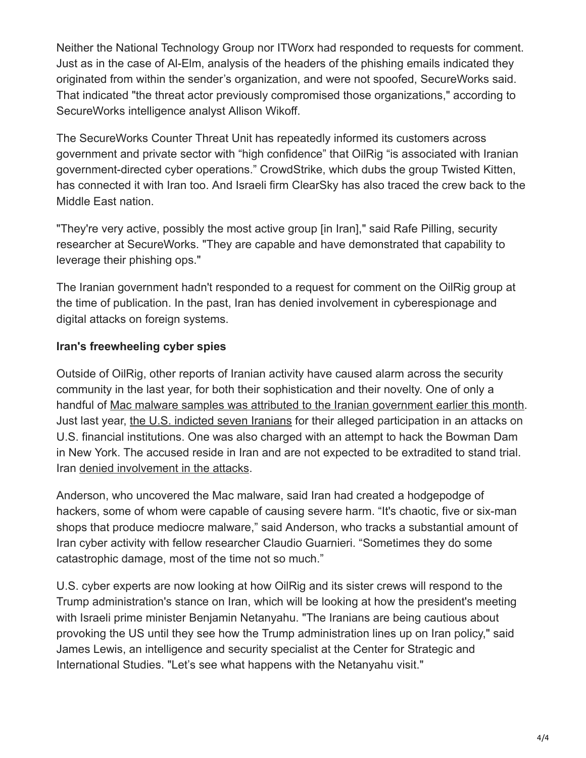Neither the National Technology Group nor ITWorx had responded to requests for comment. Just as in the case of Al-Elm, analysis of the headers of the phishing emails indicated they originated from within the sender's organization, and were not spoofed, SecureWorks said. That indicated "the threat actor previously compromised those organizations," according to SecureWorks intelligence analyst Allison Wikoff.

The SecureWorks Counter Threat Unit has repeatedly informed its customers across government and private sector with "high confidence" that OilRig "is associated with Iranian government-directed cyber operations." CrowdStrike, which dubs the group Twisted Kitten, has connected it with Iran too. And Israeli firm ClearSky has also traced the crew back to the Middle East nation.

"They're very active, possibly the most active group [in Iran]," said Rafe Pilling, security researcher at SecureWorks. "They are capable and have demonstrated that capability to leverage their phishing ops."

The Iranian government hadn't responded to a request for comment on the OilRig group at the time of publication. In the past, Iran has denied involvement in cyberespionage and digital attacks on foreign systems.

**Iran's freewheeling cyber spies**

Outside of OilRig, other reports of Iranian activity have caused alarm across the security community in the last year, for both their sophistication and their novelty. One of only a handful of Mac malware samples was attributed to the Iranian government earlier this month. Just last year, the U.S. indicted seven Iranians for their alleged participation in an attacks on U.S. financial institutions. One was also charged with an attempt to hack the Bowman Dam in New York. The accused reside in Iran and are not expected to be extradited to stand trial. Iran denied involvement in the attacks.

Anderson, who uncovered the Mac malware, said Iran had created a hodgepodge of hackers, some of whom were capable of causing severe harm. "It's chaotic, five or six-man shops that produce mediocre malware," said Anderson, who tracks a substantial amount of Iran cyber activity with fellow researcher Claudio Guarnieri. "Sometimes they do some catastrophic damage, most of the time not so much."

U.S. cyber experts are now looking at how OilRig and its sister crews will respond to the Trump administration's stance on Iran, which will be looking at how the president's meeting with Israeli prime minister Benjamin Netanyahu. "The Iranians are being cautious about provoking the US until they see how the Trump administration lines up on Iran policy," said James Lewis, an intelligence and security specialist at the Center for Strategic and International Studies. "Let's see what happens with the Netanyahu visit."